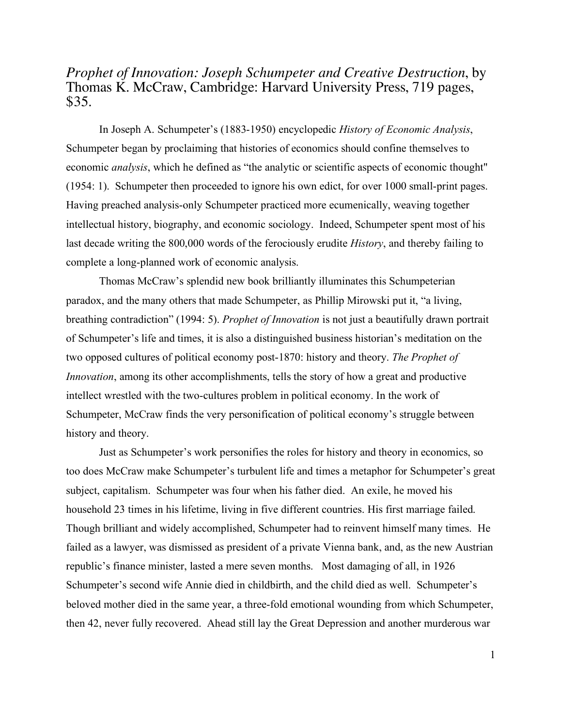*Prophet of Innovation: Joseph Schumpeter and Creative Destruction*, by Thomas K. McCraw, Cambridge: Harvard University Press, 719 pages, $35.

In Joseph A. Schumpeter's (1883-1950) encyclopedic *History of Economic Analysis*, Schumpeter began by proclaiming that histories of economics should confine themselves to economic *analysis*, which he defined as "the analytic or scientific aspects of economic thought" (1954: 1). Schumpeter then proceeded to ignore his own edict, for over 1000 small-print pages. Having preached analysis-only Schumpeter practiced more ecumenically, weaving together intellectual history, biography, and economic sociology. Indeed, Schumpeter spent most of his last decade writing the 800,000 words of the ferociously erudite *History*, and thereby failing to complete a long-planned work of economic analysis.

Thomas McCraw's splendid new book brilliantly illuminates this Schumpeterian paradox, and the many others that made Schumpeter, as Phillip Mirowski put it, "a living, breathing contradiction" (1994: 5). *Prophet of Innovation* is not just a beautifully drawn portrait of Schumpeter's life and times, it is also a distinguished business historian's meditation on the two opposed cultures of political economy post-1870: history and theory. *The Prophet of Innovation*, among its other accomplishments, tells the story of how a great and productive intellect wrestled with the two-cultures problem in political economy. In the work of Schumpeter, McCraw finds the very personification of political economy's struggle between history and theory.

Just as Schumpeter's work personifies the roles for history and theory in economics, so too does McCraw make Schumpeter's turbulent life and times a metaphor for Schumpeter's great subject, capitalism. Schumpeter was four when his father died. An exile, he moved his household 23 times in his lifetime, living in five different countries. His first marriage failed. Though brilliant and widely accomplished, Schumpeter had to reinvent himself many times. He failed as a lawyer, was dismissed as president of a private Vienna bank, and, as the new Austrian republic's finance minister, lasted a mere seven months. Most damaging of all, in 1926 Schumpeter's second wife Annie died in childbirth, and the child died as well. Schumpeter's beloved mother died in the same year, a three-fold emotional wounding from which Schumpeter, then 42, never fully recovered. Ahead still lay the Great Depression and another murderous war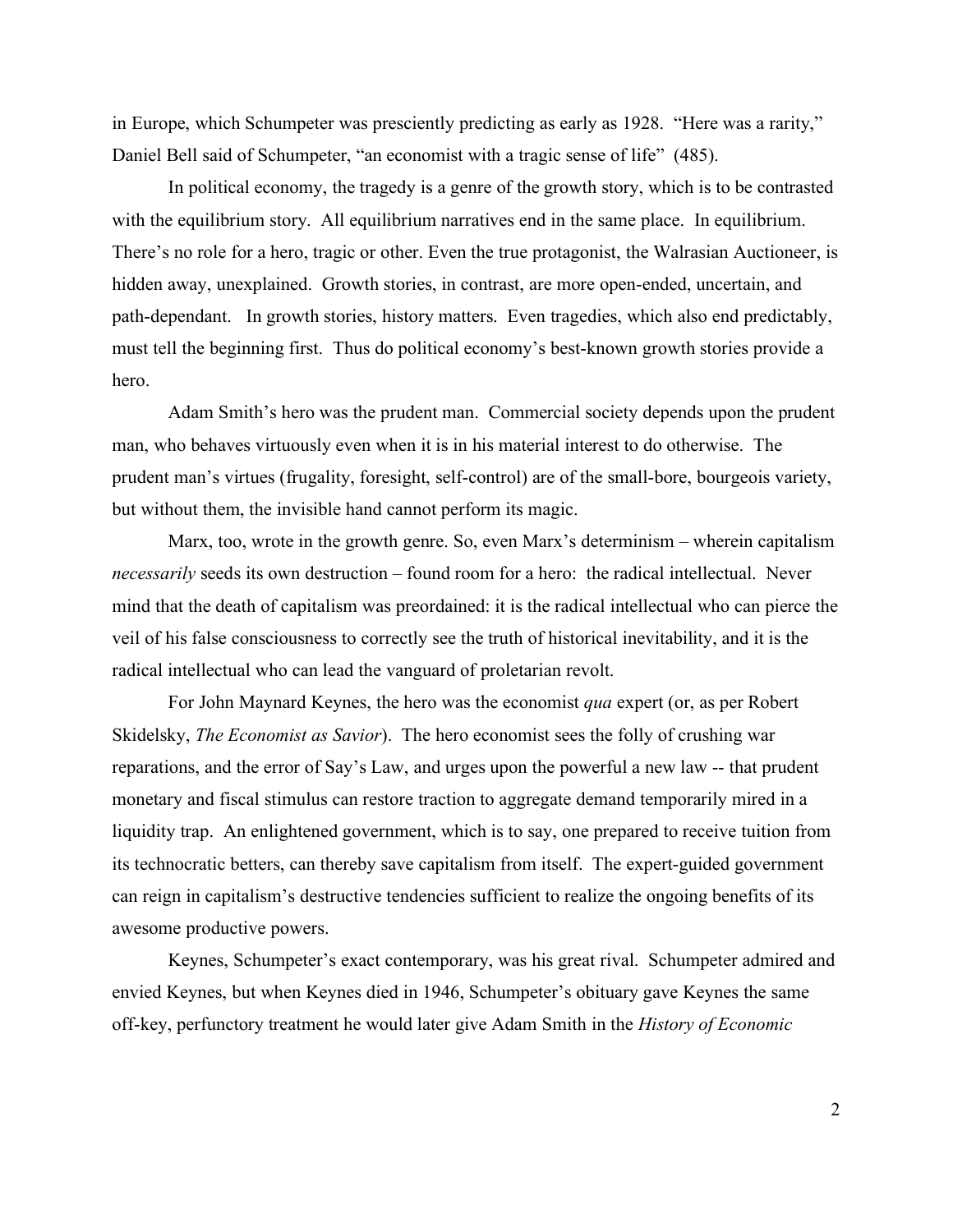in Europe, which Schumpeter was presciently predicting as early as 1928. "Here was a rarity," Daniel Bell said of Schumpeter, "an economist with a tragic sense of life" (485).

In political economy, the tragedy is a genre of the growth story, which is to be contrasted with the equilibrium story. All equilibrium narratives end in the same place. In equilibrium. There's no role for a hero, tragic or other. Even the true protagonist, the Walrasian Auctioneer, is hidden away, unexplained. Growth stories, in contrast, are more open-ended, uncertain, and path-dependant. In growth stories, history matters. Even tragedies, which also end predictably, must tell the beginning first. Thus do political economy's best-known growth stories provide a hero.

Adam Smith's hero was the prudent man. Commercial society depends upon the prudent man, who behaves virtuously even when it is in his material interest to do otherwise. The prudent man's virtues (frugality, foresight, self-control) are of the small-bore, bourgeois variety, but without them, the invisible hand cannot perform its magic.

Marx, too, wrote in the growth genre. So, even Marx's determinism – wherein capitalism *necessarily* seeds its own destruction – found room for a hero: the radical intellectual. Never mind that the death of capitalism was preordained: it is the radical intellectual who can pierce the veil of his false consciousness to correctly see the truth of historical inevitability, and it is the radical intellectual who can lead the vanguard of proletarian revolt.

For John Maynard Keynes, the hero was the economist *qua* expert (or, as per Robert Skidelsky, *The Economist as Savior*). The hero economist sees the folly of crushing war reparations, and the error of Say's Law, and urges upon the powerful a new law -- that prudent monetary and fiscal stimulus can restore traction to aggregate demand temporarily mired in a liquidity trap. An enlightened government, which is to say, one prepared to receive tuition from its technocratic betters, can thereby save capitalism from itself. The expert-guided government can reign in capitalism's destructive tendencies sufficient to realize the ongoing benefits of its awesome productive powers.

Keynes, Schumpeter's exact contemporary, was his great rival. Schumpeter admired and envied Keynes, but when Keynes died in 1946, Schumpeter's obituary gave Keynes the same off-key, perfunctory treatment he would later give Adam Smith in the *History of Economic*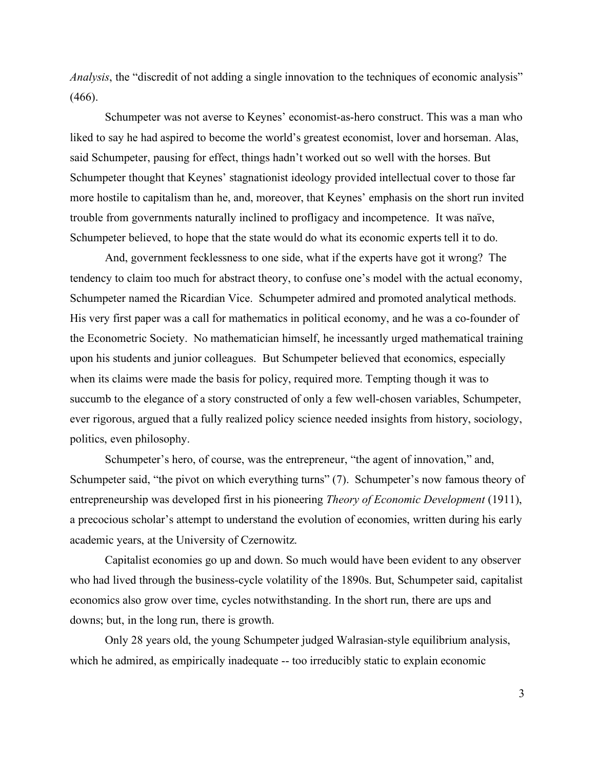*Analysis*, the "discredit of not adding a single innovation to the techniques of economic analysis" (466).

Schumpeter was not averse to Keynes' economist-as-hero construct. This was a man who liked to say he had aspired to become the world's greatest economist, lover and horseman. Alas, said Schumpeter, pausing for effect, things hadn't worked out so well with the horses. But Schumpeter thought that Keynes' stagnationist ideology provided intellectual cover to those far more hostile to capitalism than he, and, moreover, that Keynes' emphasis on the short run invited trouble from governments naturally inclined to profligacy and incompetence. It was naïve, Schumpeter believed, to hope that the state would do what its economic experts tell it to do.

And, government fecklessness to one side, what if the experts have got it wrong? The tendency to claim too much for abstract theory, to confuse one's model with the actual economy, Schumpeter named the Ricardian Vice. Schumpeter admired and promoted analytical methods. His very first paper was a call for mathematics in political economy, and he was a co-founder of the Econometric Society. No mathematician himself, he incessantly urged mathematical training upon his students and junior colleagues. But Schumpeter believed that economics, especially when its claims were made the basis for policy, required more. Tempting though it was to succumb to the elegance of a story constructed of only a few well-chosen variables, Schumpeter, ever rigorous, argued that a fully realized policy science needed insights from history, sociology, politics, even philosophy.

Schumpeter's hero, of course, was the entrepreneur, "the agent of innovation," and, Schumpeter said, "the pivot on which everything turns" (7). Schumpeter's now famous theory of entrepreneurship was developed first in his pioneering *Theory of Economic Development* (1911), a precocious scholar's attempt to understand the evolution of economies, written during his early academic years, at the University of Czernowitz.

Capitalist economies go up and down. So much would have been evident to any observer who had lived through the business-cycle volatility of the 1890s. But, Schumpeter said, capitalist economics also grow over time, cycles notwithstanding. In the short run, there are ups and downs; but, in the long run, there is growth.

Only 28 years old, the young Schumpeter judged Walrasian-style equilibrium analysis, which he admired, as empirically inadequate -- too irreducibly static to explain economic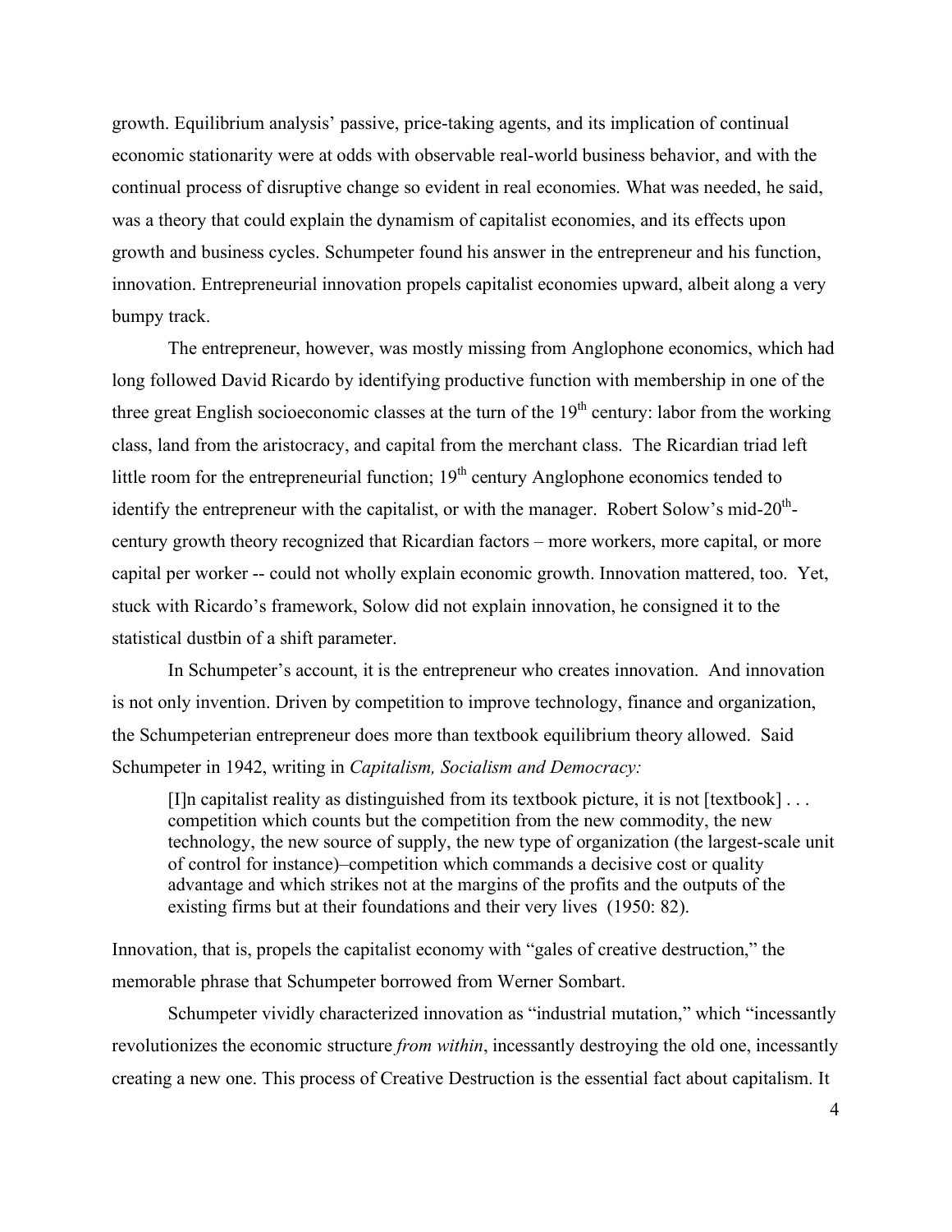growth. Equilibrium analysis' passive, price-taking agents, and its implication of continual economic stationarity were at odds with observable real-world business behavior, and with the continual process of disruptive change so evident in real economies. What was needed, he said, was a theory that could explain the dynamism of capitalist economies, and its effects upon growth and business cycles. Schumpeter found his answer in the entrepreneur and his function, innovation. Entrepreneurial innovation propels capitalist economies upward, albeit along a very bumpy track.

The entrepreneur, however, was mostly missing from Anglophone economics, which had long followed David Ricardo by identifying productive function with membership in one of the three great English socioeconomic classes at the turn of the 19th century: labor from the working class, land from the aristocracy, and capital from the merchant class. The Ricardian triad left little room for the entrepreneurial function; 19th century Anglophone economics tended to identify the entrepreneur with the capitalist, or with the manager. Robert Solow's mid-20th-century growth theory recognized that Ricardian factors – more workers, more capital, or more capital per worker -- could not wholly explain economic growth. Innovation mattered, too. Yet, stuck with Ricardo's framework, Solow did not explain innovation, he consigned it to the statistical dustbin of a shift parameter.

In Schumpeter's account, it is the entrepreneur who creates innovation. And innovation is not only invention. Driven by competition to improve technology, finance and organization, the Schumpeterian entrepreneur does more than textbook equilibrium theory allowed. Said Schumpeter in 1942, writing in *Capitalism, Socialism and Democracy:*

> [I]n capitalist reality as distinguished from its textbook picture, it is not [textbook] . . . competition which counts but the competition from the new commodity, the new technology, the new source of supply, the new type of organization (the largest-scale unit of control for instance)–competition which commands a decisive cost or quality advantage and which strikes not at the margins of the profits and the outputs of the existing firms but at their foundations and their very lives (1950: 82).

Innovation, that is, propels the capitalist economy with "gales of creative destruction," the memorable phrase that Schumpeter borrowed from Werner Sombart.

Schumpeter vividly characterized innovation as "industrial mutation," which "incessantly revolutionizes the economic structure *from within*, incessantly destroying the old one, incessantly creating a new one. This process of Creative Destruction is the essential fact about capitalism. It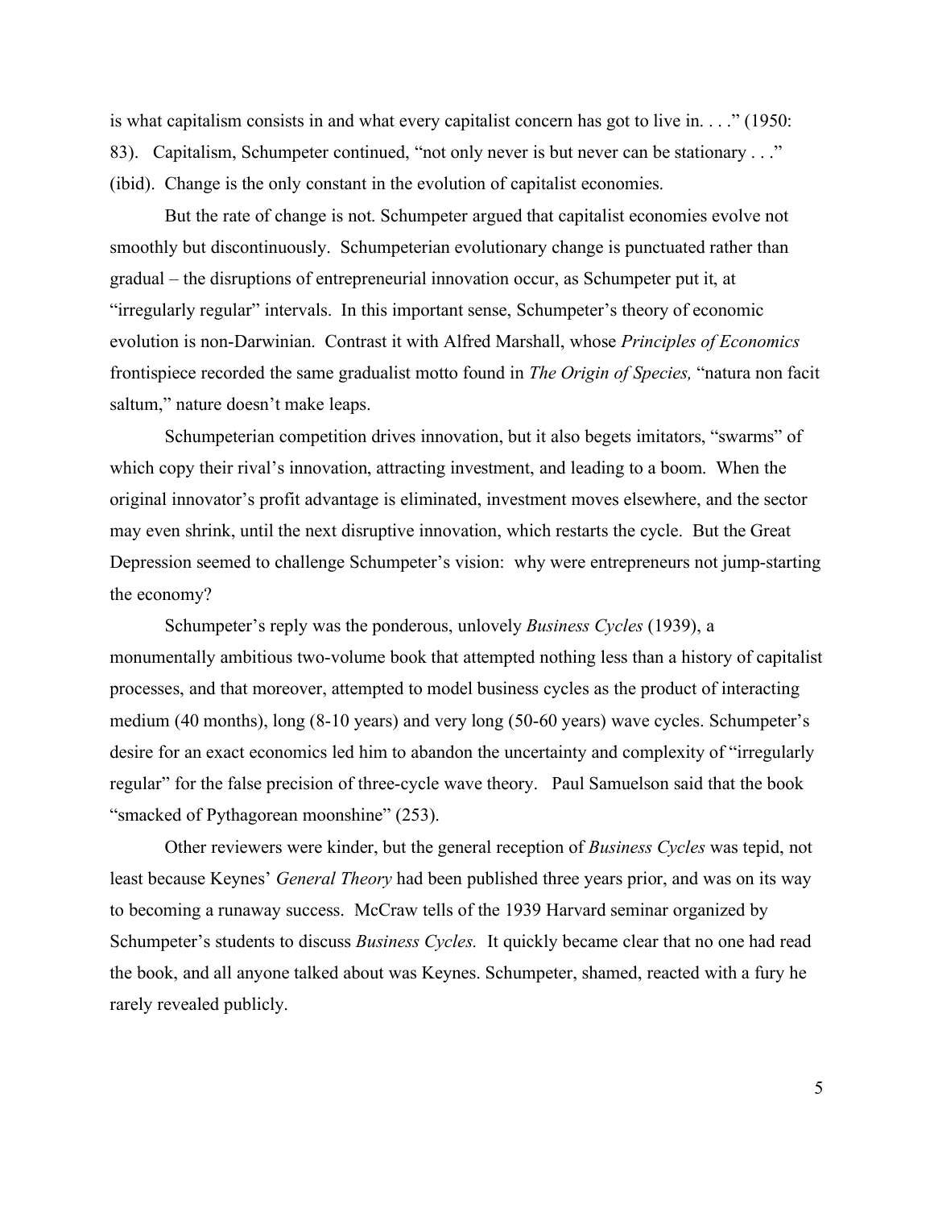is what capitalism consists in and what every capitalist concern has got to live in. . . ." (1950: 83). Capitalism, Schumpeter continued, "not only never is but never can be stationary . . ." (ibid). Change is the only constant in the evolution of capitalist economies.

But the rate of change is not. Schumpeter argued that capitalist economies evolve not smoothly but discontinuously. Schumpeterian evolutionary change is punctuated rather than gradual – the disruptions of entrepreneurial innovation occur, as Schumpeter put it, at "irregularly regular" intervals. In this important sense, Schumpeter's theory of economic evolution is non-Darwinian. Contrast it with Alfred Marshall, whose *Principles of Economics* frontispiece recorded the same gradualist motto found in *The Origin of Species,* "natura non facit saltum," nature doesn't make leaps.

Schumpeterian competition drives innovation, but it also begets imitators, "swarms" of which copy their rival's innovation, attracting investment, and leading to a boom. When the original innovator's profit advantage is eliminated, investment moves elsewhere, and the sector may even shrink, until the next disruptive innovation, which restarts the cycle. But the Great Depression seemed to challenge Schumpeter's vision: why were entrepreneurs not jump-starting the economy?

Schumpeter's reply was the ponderous, unlovely *Business Cycles* (1939), a monumentally ambitious two-volume book that attempted nothing less than a history of capitalist processes, and that moreover, attempted to model business cycles as the product of interacting medium (40 months), long (8-10 years) and very long (50-60 years) wave cycles. Schumpeter's desire for an exact economics led him to abandon the uncertainty and complexity of "irregularly regular" for the false precision of three-cycle wave theory. Paul Samuelson said that the book "smacked of Pythagorean moonshine" (253).

Other reviewers were kinder, but the general reception of *Business Cycles* was tepid, not least because Keynes' *General Theory* had been published three years prior, and was on its way to becoming a runaway success. McCraw tells of the 1939 Harvard seminar organized by Schumpeter's students to discuss *Business Cycles.* It quickly became clear that no one had read the book, and all anyone talked about was Keynes. Schumpeter, shamed, reacted with a fury he rarely revealed publicly.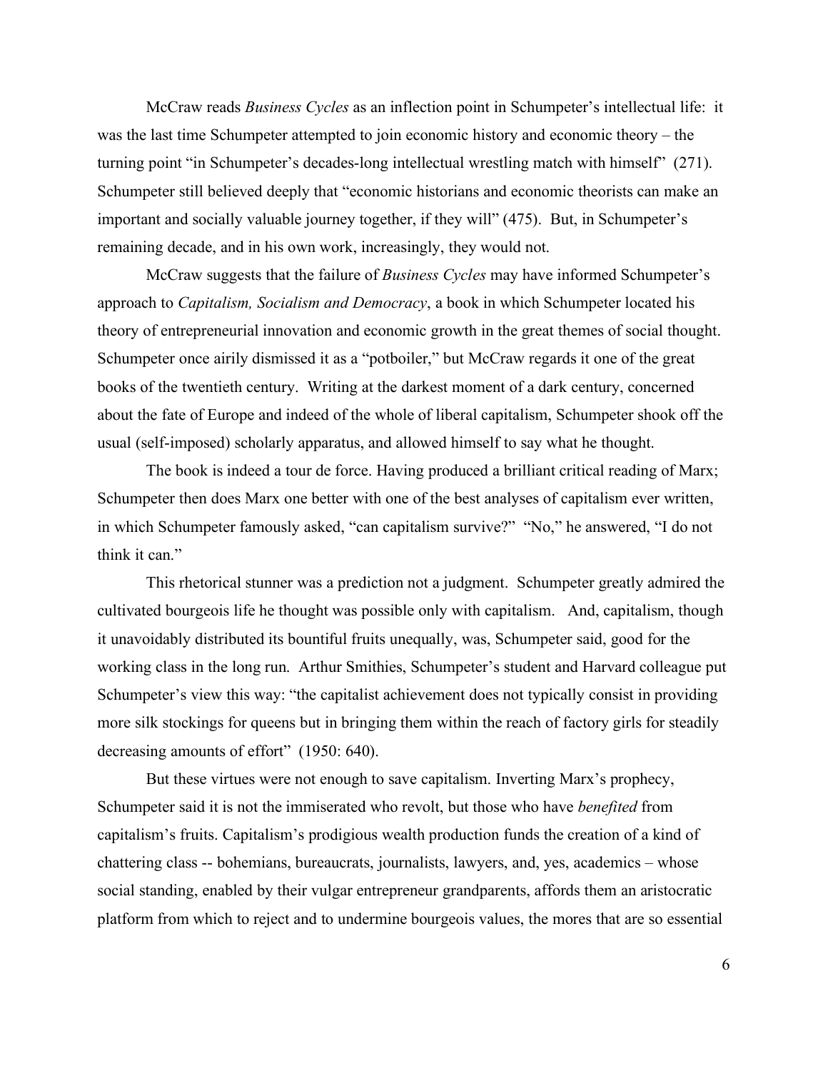McCraw reads *Business Cycles* as an inflection point in Schumpeter's intellectual life: it was the last time Schumpeter attempted to join economic history and economic theory – the turning point "in Schumpeter's decades-long intellectual wrestling match with himself" (271). Schumpeter still believed deeply that "economic historians and economic theorists can make an important and socially valuable journey together, if they will" (475). But, in Schumpeter's remaining decade, and in his own work, increasingly, they would not.

McCraw suggests that the failure of *Business Cycles* may have informed Schumpeter's approach to *Capitalism, Socialism and Democracy*, a book in which Schumpeter located his theory of entrepreneurial innovation and economic growth in the great themes of social thought. Schumpeter once airily dismissed it as a "potboiler," but McCraw regards it one of the great books of the twentieth century. Writing at the darkest moment of a dark century, concerned about the fate of Europe and indeed of the whole of liberal capitalism, Schumpeter shook off the usual (self-imposed) scholarly apparatus, and allowed himself to say what he thought.

The book is indeed a tour de force. Having produced a brilliant critical reading of Marx; Schumpeter then does Marx one better with one of the best analyses of capitalism ever written, in which Schumpeter famously asked, "can capitalism survive?" "No," he answered, "I do not think it can."

This rhetorical stunner was a prediction not a judgment. Schumpeter greatly admired the cultivated bourgeois life he thought was possible only with capitalism. And, capitalism, though it unavoidably distributed its bountiful fruits unequally, was, Schumpeter said, good for the working class in the long run. Arthur Smithies, Schumpeter's student and Harvard colleague put Schumpeter's view this way: "the capitalist achievement does not typically consist in providing more silk stockings for queens but in bringing them within the reach of factory girls for steadily decreasing amounts of effort" (1950: 640).

But these virtues were not enough to save capitalism. Inverting Marx's prophecy, Schumpeter said it is not the immiserated who revolt, but those who have *benefited* from capitalism's fruits. Capitalism's prodigious wealth production funds the creation of a kind of chattering class -- bohemians, bureaucrats, journalists, lawyers, and, yes, academics – whose social standing, enabled by their vulgar entrepreneur grandparents, affords them an aristocratic platform from which to reject and to undermine bourgeois values, the mores that are so essential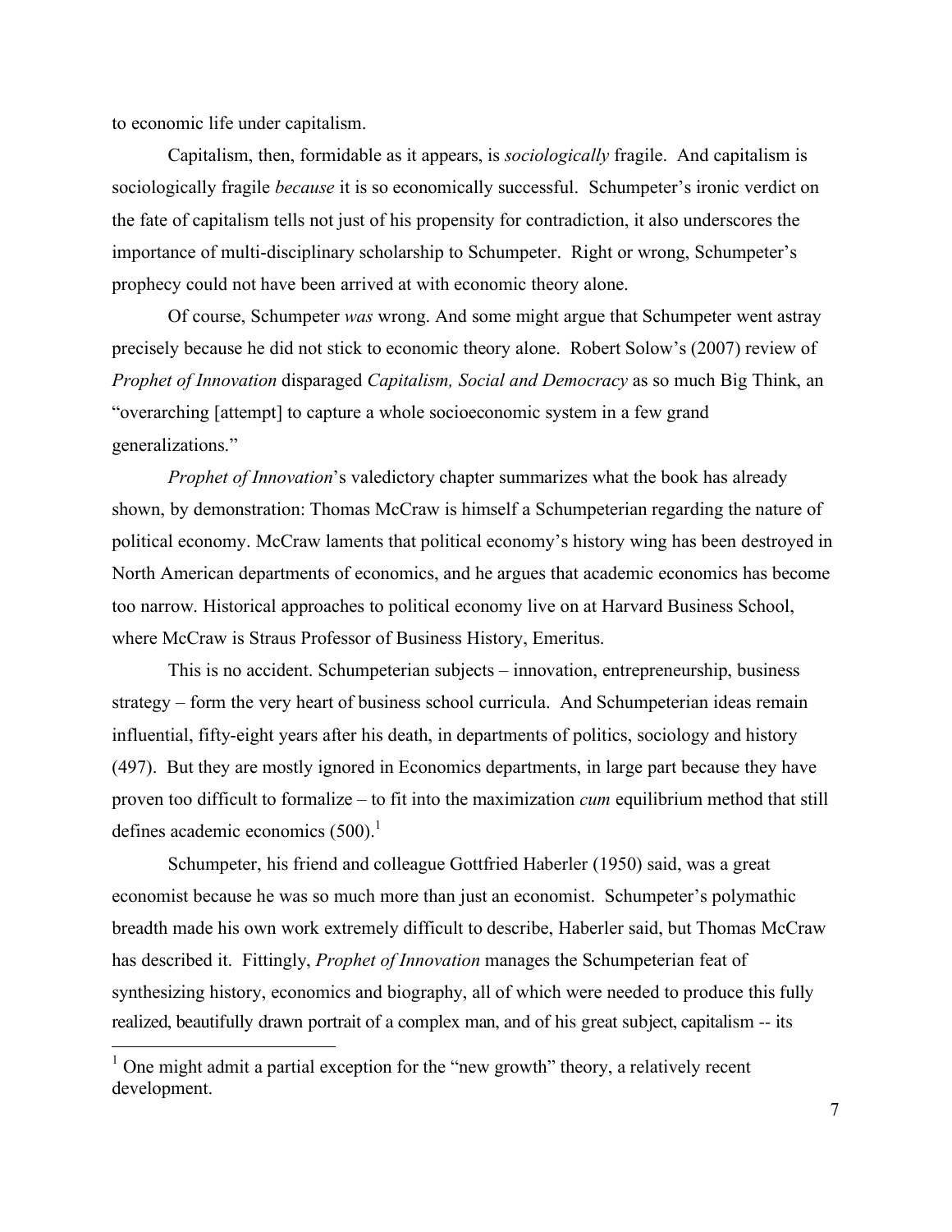to economic life under capitalism.

Capitalism, then, formidable as it appears, is *sociologically* fragile. And capitalism is sociologically fragile *because* it is so economically successful. Schumpeter's ironic verdict on the fate of capitalism tells not just of his propensity for contradiction, it also underscores the importance of multi-disciplinary scholarship to Schumpeter. Right or wrong, Schumpeter's prophecy could not have been arrived at with economic theory alone.

Of course, Schumpeter *was* wrong. And some might argue that Schumpeter went astray precisely because he did not stick to economic theory alone. Robert Solow's (2007) review of *Prophet of Innovation* disparaged *Capitalism, Social and Democracy* as so much Big Think, an "overarching [attempt] to capture a whole socioeconomic system in a few grand generalizations."

*Prophet of Innovation*'s valedictory chapter summarizes what the book has already shown, by demonstration: Thomas McCraw is himself a Schumpeterian regarding the nature of political economy. McCraw laments that political economy's history wing has been destroyed in North American departments of economics, and he argues that academic economics has become too narrow. Historical approaches to political economy live on at Harvard Business School, where McCraw is Straus Professor of Business History, Emeritus.

This is no accident. Schumpeterian subjects – innovation, entrepreneurship, business strategy – form the very heart of business school curricula. And Schumpeterian ideas remain influential, fifty-eight years after his death, in departments of politics, sociology and history (497). But they are mostly ignored in Economics departments, in large part because they have proven too difficult to formalize – to fit into the maximization *cum* equilibrium method that still defines academic economics (500).[1]

Schumpeter, his friend and colleague Gottfried Haberler (1950) said, was a great economist because he was so much more than just an economist. Schumpeter's polymathic breadth made his own work extremely difficult to describe, Haberler said, but Thomas McCraw has described it. Fittingly, *Prophet of Innovation* manages the Schumpeterian feat of synthesizing history, economics and biography, all of which were needed to produce this fully realized, beautifully drawn portrait of a complex man, and of his great subject, capitalism -- its

---

[1] One might admit a partial exception for the "new growth" theory, a relatively recent development.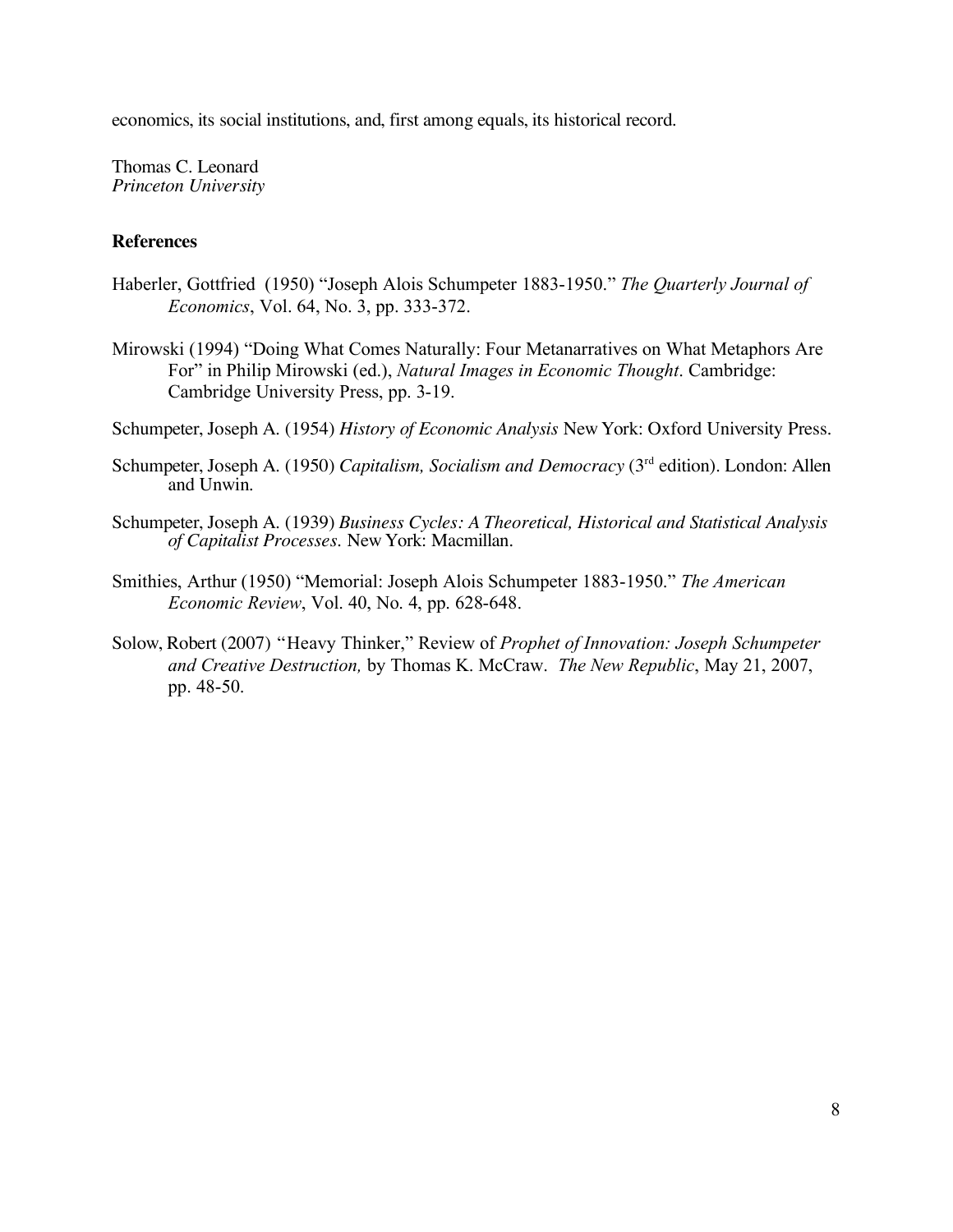economics, its social institutions, and, first among equals, its historical record.

Thomas C. Leonard
*Princeton University*

**References**

Haberler, Gottfried (1950) "Joseph Alois Schumpeter 1883-1950." *The Quarterly Journal of Economics*, Vol. 64, No. 3, pp. 333-372.

Mirowski (1994) "Doing What Comes Naturally: Four Metanarratives on What Metaphors Are For" in Philip Mirowski (ed.), *Natural Images in Economic Thought*. Cambridge: Cambridge University Press, pp. 3-19.

Schumpeter, Joseph A. (1954) *History of Economic Analysis* New York: Oxford University Press.

Schumpeter, Joseph A. (1950) *Capitalism, Socialism and Democracy* (3rd edition). London: Allen and Unwin.

Schumpeter, Joseph A. (1939) *Business Cycles: A Theoretical, Historical and Statistical Analysis of Capitalist Processes*. New York: Macmillan.

Smithies, Arthur (1950) "Memorial: Joseph Alois Schumpeter 1883-1950." *The American Economic Review*, Vol. 40, No. 4, pp. 628-648.

Solow, Robert (2007) "Heavy Thinker," Review of *Prophet of Innovation: Joseph Schumpeter and Creative Destruction,* by Thomas K. McCraw. *The New Republic*, May 21, 2007, pp. 48-50.